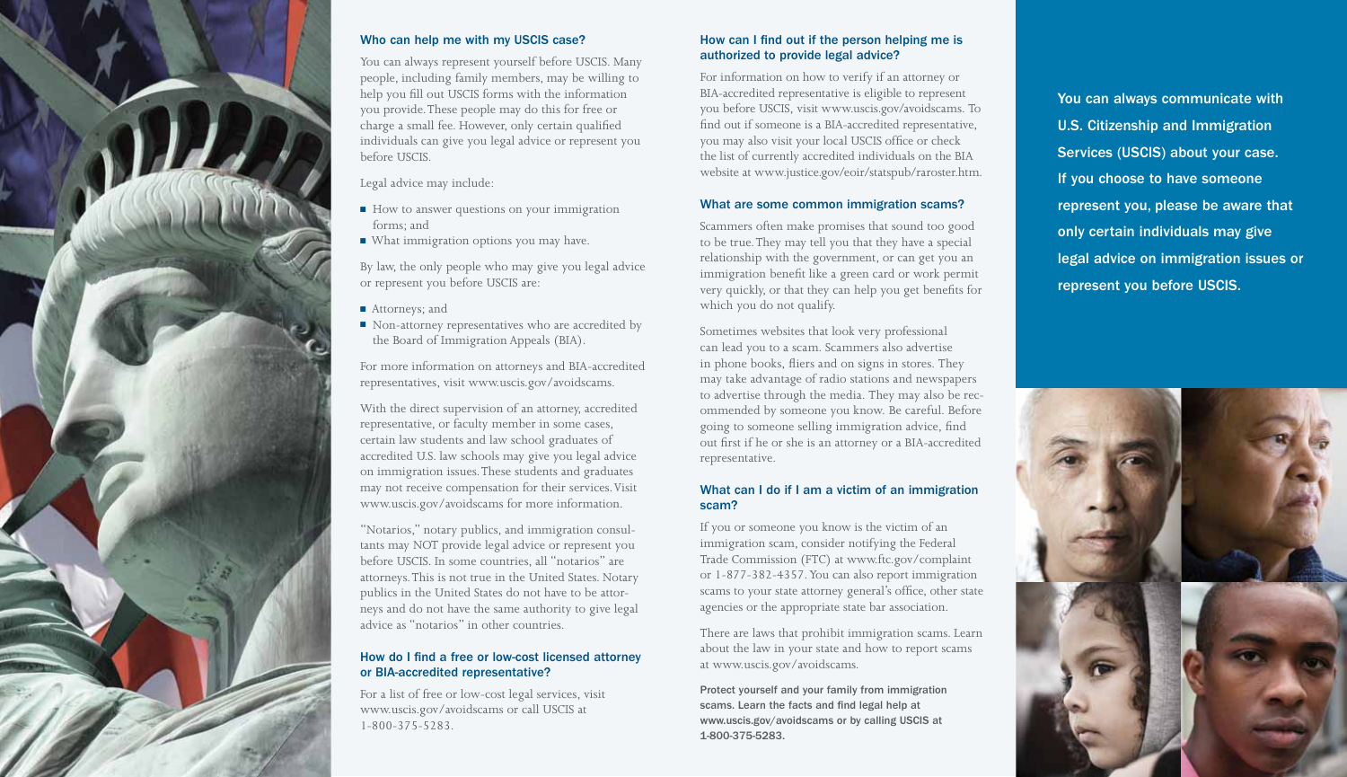## Who can help me with my USCIS case?

You can always represent yourself before USCIS. Many people, including family members, may be willing to help you fill out USCIS forms with the information you provide. These people may do this for free or charge a small fee. However, only certain qualified individuals can give you legal advice or represent you before USCIS.

Legal advice may include:

- How to answer questions on your immigration forms; and
- What immigration options you may have.

By law, the only people who may give you legal advice or represent you before USCIS are:

- Attorneys; and
- Non-attorney representatives who are accredited by the Board of Immigration Appeals (BIA).

For more information on attorneys and BIA-accredited representatives, visit www.uscis.gov/avoidscams.

With the direct supervision of an attorney, accredited representative, or faculty member in some cases, certain law students and law school graduates of accredited U.S. law schools may give you legal advice on immigration issues. These students and graduates may not receive compensation for their services. Visit www.uscis.gov/avoidscams for more information.

"Notarios," notary publics, and immigration consultants may NOT provide legal advice or represent you before USCIS. In some countries, all "notarios" are attorneys. This is not true in the United States. Notary publics in the United States do not have to be attorneys and do not have the same authority to give legal advice as "notarios" in other countries.

## How do I find a free or low-cost licensed attorney or BIA-accredited representative?

For a list of free or low-cost legal services, visit www.uscis.gov/avoidscams or call USCIS at 1-800-375-5283.

## How can I find out if the person helping me is authorized to provide legal advice?

For information on how to verify if an attorney or BIA-accredited representative is eligible to represent you before USCIS, visit www.uscis.gov/avoidscams. To find out if someone is a BIA-accredited representative, you may also visit your local USCIS office or check the list of currently accredited individuals on the BIA website at www.justice.gov/eoir/statspub/raroster.htm.

## What are some common immigration scams?

Scammers often make promises that sound too good to be true. They may tell you that they have a special relationship with the government, or can get you an immigration benefit like a green card or work permit very quickly, or that they can help you get benefits for which you do not qualify.

Sometimes websites that look very professional can lead you to a scam. Scammers also advertise in phone books, fliers and on signs in stores. They may take advantage of radio stations and newspapers to advertise through the media. They may also be recommended by someone you know. Be careful. Before going to someone selling immigration advice, find out first if he or she is an attorney or a BIA-accredited representative.

## What can I do if I am a victim of an immigration scam?

If you or someone you know is the victim of an immigration scam, consider notifying the Federal Trade Commission (FTC) at www.ftc.gov/complaint or 1-877-382-4357. You can also report immigration scams to your state attorney general's office, other state agencies or the appropriate state bar association.

There are laws that prohibit immigration scams. Learn about the law in your state and how to report scams at www.uscis.gov/avoidscams.

**Protect yourself and your family from immigration scams. Learn the facts and find legal help at www.uscis.gov/avoidscams or by calling USCIS at 1-800-375-5283.**

**You can always communicate with U.S. Citizenship and Immigration Services (USCIS) about your case. If you choose to have someone represent you, please be aware that only certain individuals may give legal advice on immigration issues or represent you before USCIS.**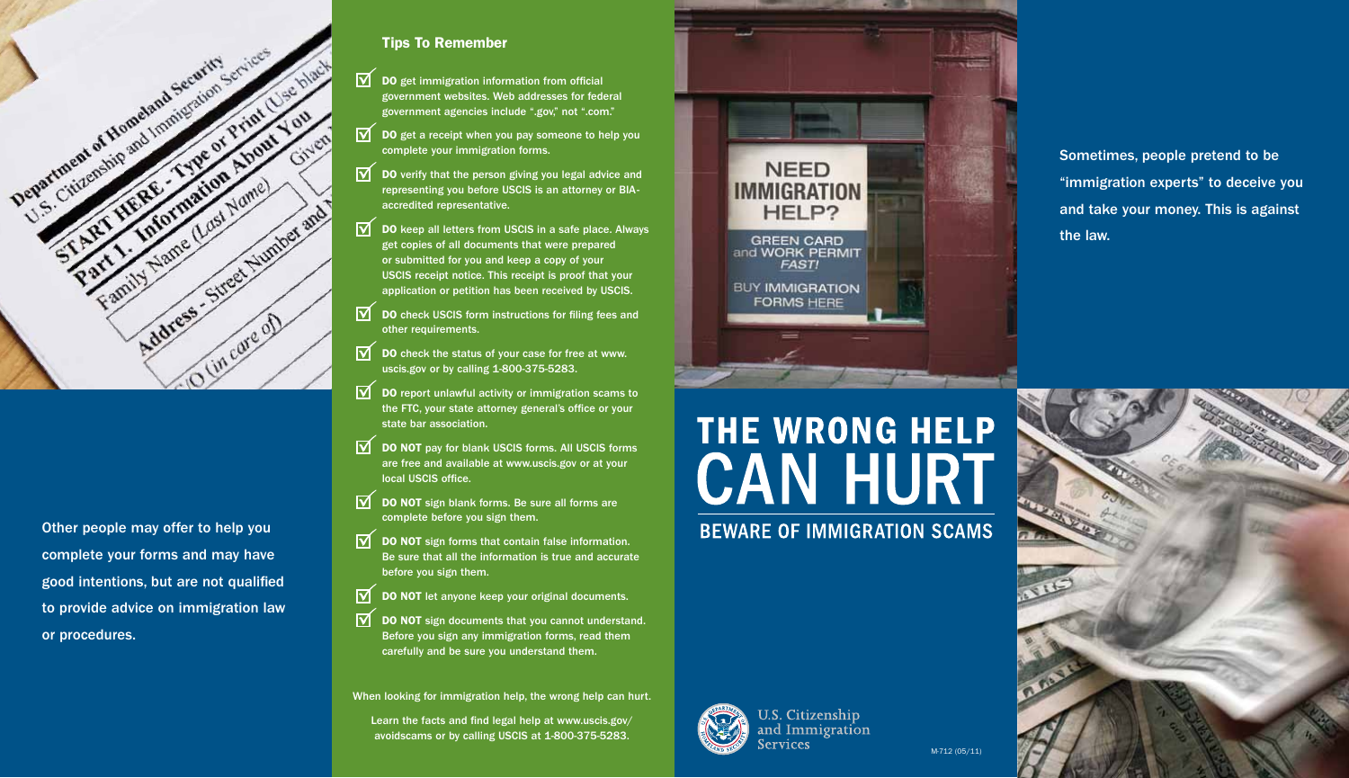Other people may offer to help you complete your forms and may have good intentions, but are not qualified to provide advice on immigration law or procedures.

## Tips To Remember

- **DO** get immigration information from official government websites. Web addresses for federal government agencies include ".gov," not ".com."
- **DO** get a receipt when you pay someone to help you complete your immigration forms.
- **DO** verify that the person giving you legal advice and representing you before USCIS is an attorney or BIA-accredited representative.
- **DO** keep all letters from USCIS in a safe place. Always get copies of all documents that were prepared or submitted for you and keep a copy of your USCIS receipt notice. This receipt is proof that your application or petition has been received by USCIS.
- **DO** check USCIS form instructions for filing fees and other requirements.
- **DO** check the status of your case for free at www.uscis.gov or by calling 1-800-375-5283.
- **DO** report unlawful activity or immigration scams to the FTC, your state attorney general's office or your state bar association.
- **DO NOT** pay for blank USCIS forms. All USCIS forms are free and available at www.uscis.gov or at your local USCIS office.
- **DO NOT** sign blank forms. Be sure all forms are complete before you sign them.
- **DO NOT** sign forms that contain false information. Be sure that all the information is true and accurate before you sign them.
- **DO NOT** let anyone keep your original documents.
- **DO NOT** sign documents that you cannot understand. Before you sign any immigration forms, read them carefully and be sure you understand them.

When looking for immigration help, the wrong help can hurt.

Learn the facts and find legal help at www.uscis.gov/avoidscams or by calling USCIS at 1-800-375-5283.

# THE WRONG HELP CAN HURT

## BEWARE OF IMMIGRATION SCAMS

U.S. Citizenship and Immigration Services

M-712 (05/11)

Sometimes, people pretend to be "immigration experts" to deceive you and take your money. This is against the law.